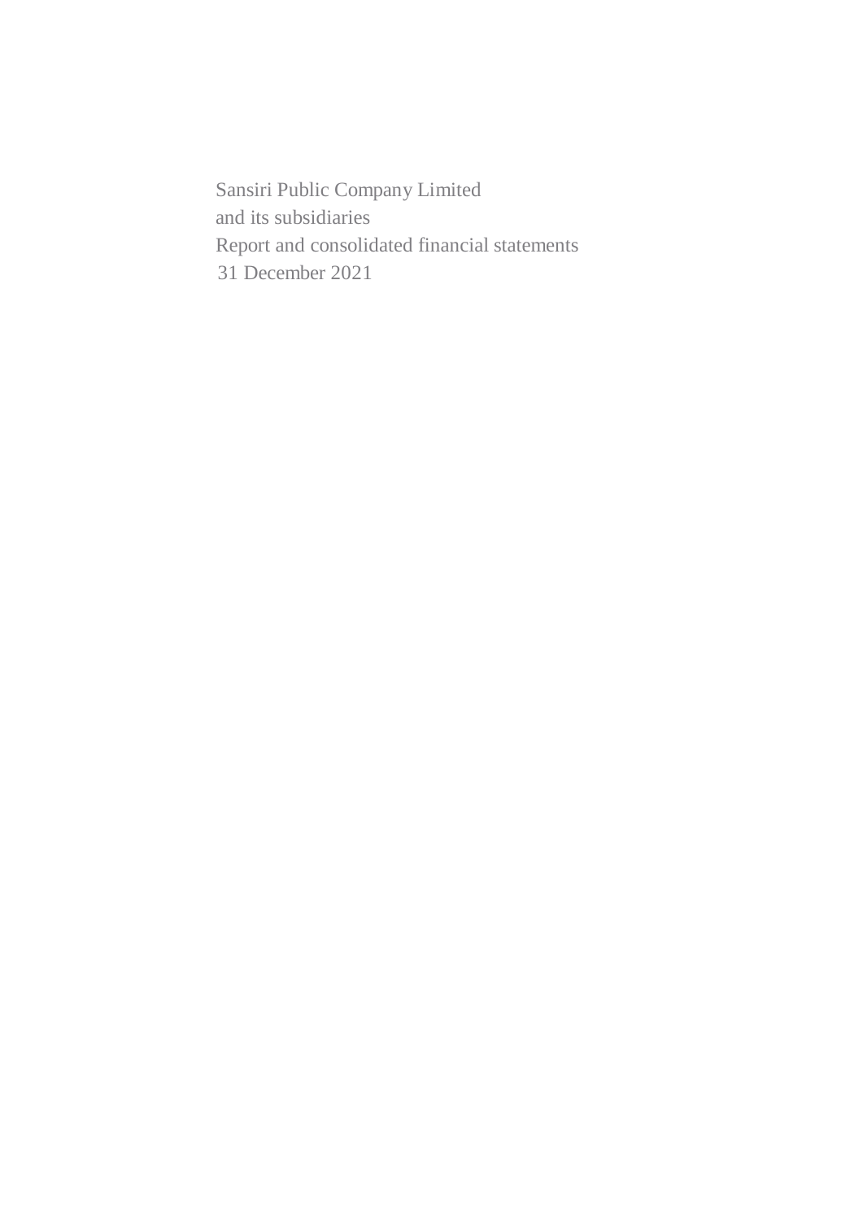Sansiri Public Company Limited
and its subsidiaries
Report and consolidated financial statements
31 December 2021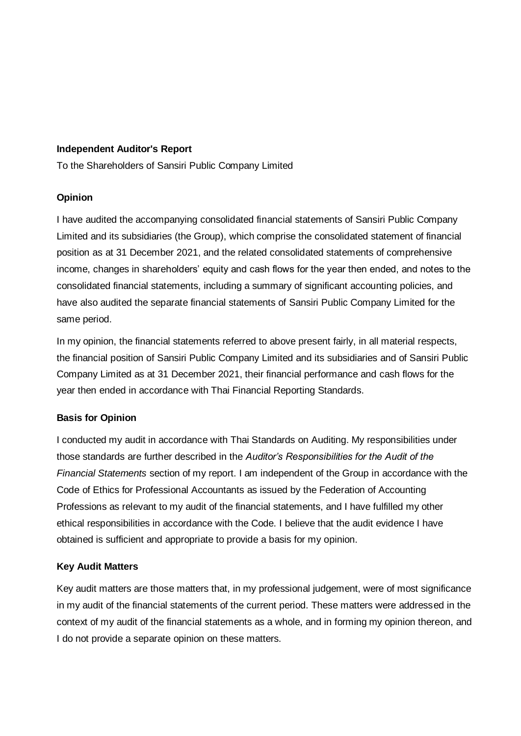## Independent Auditor's Report

To the Shareholders of Sansiri Public Company Limited

### Opinion

I have audited the accompanying consolidated financial statements of Sansiri Public Company Limited and its subsidiaries (the Group), which comprise the consolidated statement of financial position as at 31 December 2021, and the related consolidated statements of comprehensive income, changes in shareholders' equity and cash flows for the year then ended, and notes to the consolidated financial statements, including a summary of significant accounting policies, and have also audited the separate financial statements of Sansiri Public Company Limited for the same period.

In my opinion, the financial statements referred to above present fairly, in all material respects, the financial position of Sansiri Public Company Limited and its subsidiaries and of Sansiri Public Company Limited as at 31 December 2021, their financial performance and cash flows for the year then ended in accordance with Thai Financial Reporting Standards.

### Basis for Opinion

I conducted my audit in accordance with Thai Standards on Auditing. My responsibilities under those standards are further described in the *Auditor's Responsibilities for the Audit of the Financial Statements* section of my report. I am independent of the Group in accordance with the Code of Ethics for Professional Accountants as issued by the Federation of Accounting Professions as relevant to my audit of the financial statements, and I have fulfilled my other ethical responsibilities in accordance with the Code. I believe that the audit evidence I have obtained is sufficient and appropriate to provide a basis for my opinion.

### Key Audit Matters

Key audit matters are those matters that, in my professional judgement, were of most significance in my audit of the financial statements of the current period. These matters were addressed in the context of my audit of the financial statements as a whole, and in forming my opinion thereon, and I do not provide a separate opinion on these matters.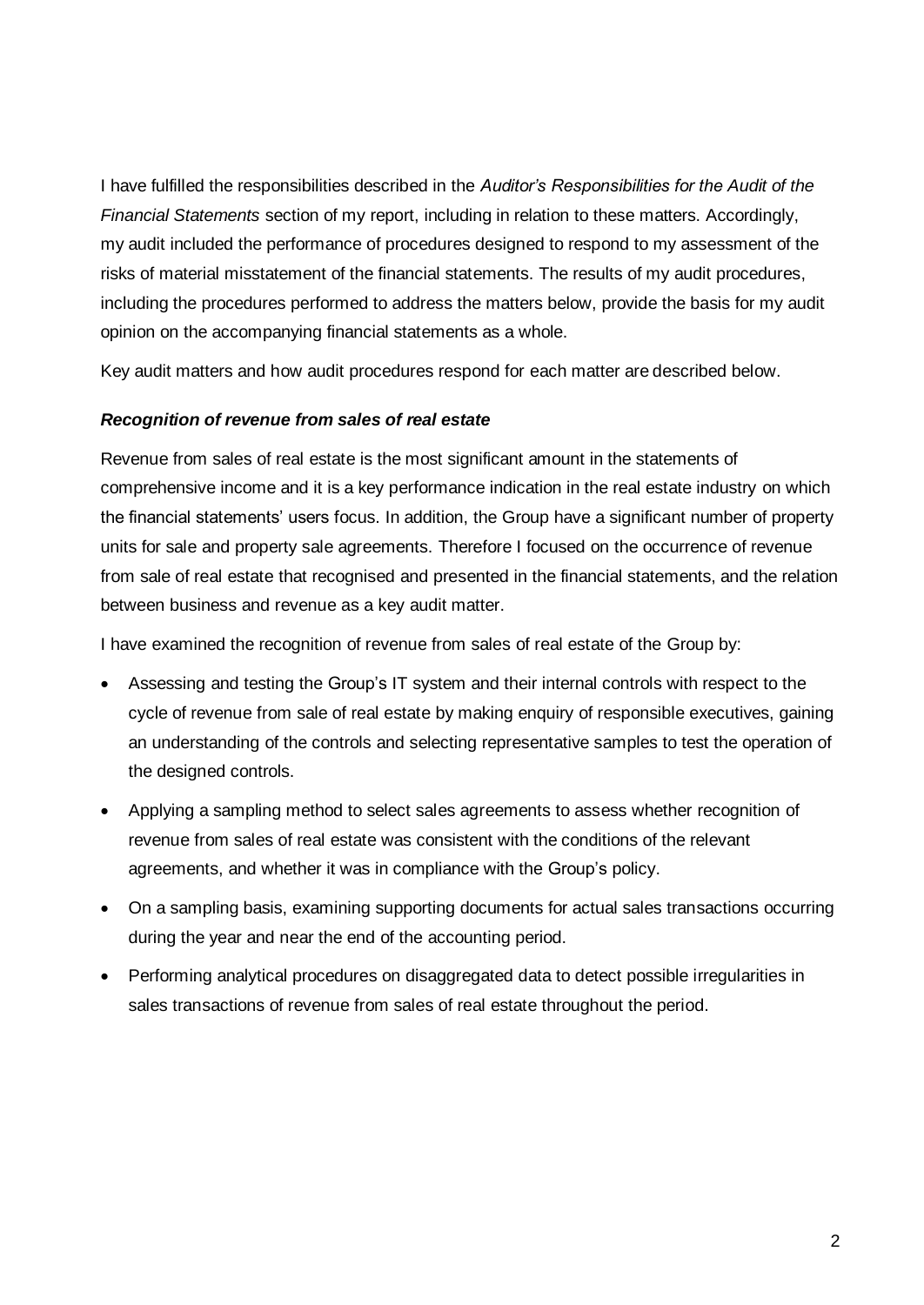I have fulfilled the responsibilities described in the *Auditor's Responsibilities for the Audit of the Financial Statements* section of my report, including in relation to these matters. Accordingly, my audit included the performance of procedures designed to respond to my assessment of the risks of material misstatement of the financial statements. The results of my audit procedures, including the procedures performed to address the matters below, provide the basis for my audit opinion on the accompanying financial statements as a whole.

Key audit matters and how audit procedures respond for each matter are described below.

***Recognition of revenue from sales of real estate***

Revenue from sales of real estate is the most significant amount in the statements of comprehensive income and it is a key performance indication in the real estate industry on which the financial statements' users focus. In addition, the Group have a significant number of property units for sale and property sale agreements. Therefore I focused on the occurrence of revenue from sale of real estate that recognised and presented in the financial statements, and the relation between business and revenue as a key audit matter.

I have examined the recognition of revenue from sales of real estate of the Group by:

- Assessing and testing the Group's IT system and their internal controls with respect to the cycle of revenue from sale of real estate by making enquiry of responsible executives, gaining an understanding of the controls and selecting representative samples to test the operation of the designed controls.
- Applying a sampling method to select sales agreements to assess whether recognition of revenue from sales of real estate was consistent with the conditions of the relevant agreements, and whether it was in compliance with the Group's policy.
- On a sampling basis, examining supporting documents for actual sales transactions occurring during the year and near the end of the accounting period.
- Performing analytical procedures on disaggregated data to detect possible irregularities in sales transactions of revenue from sales of real estate throughout the period.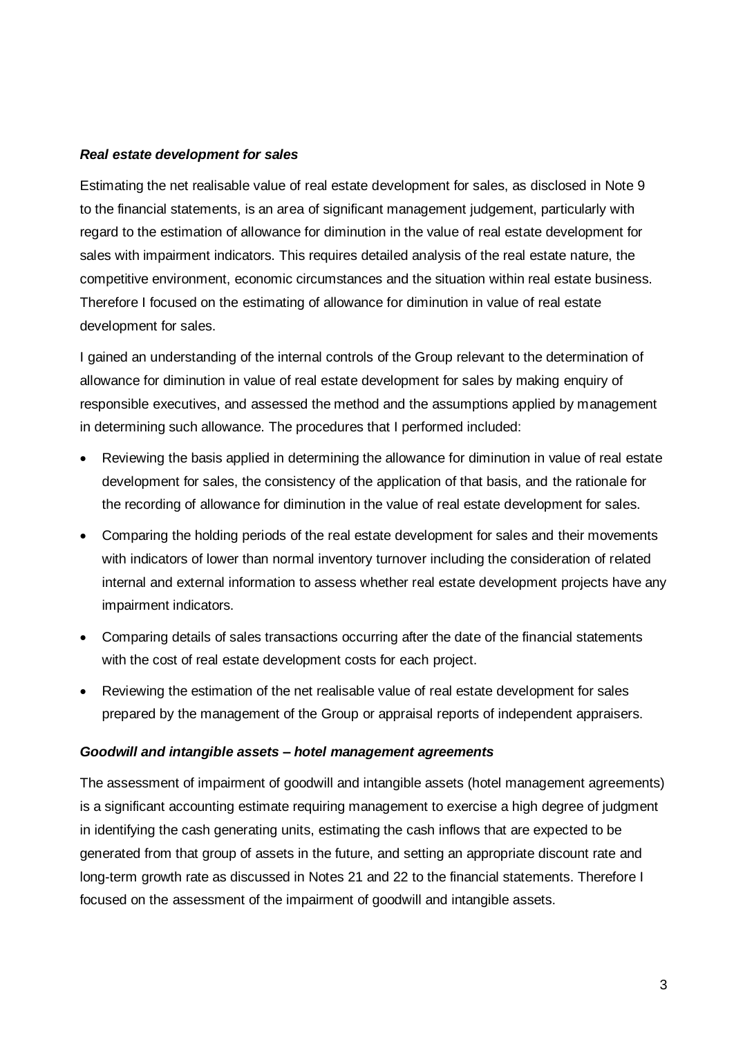***Real estate development for sales***

Estimating the net realisable value of real estate development for sales, as disclosed in Note 9 to the financial statements, is an area of significant management judgement, particularly with regard to the estimation of allowance for diminution in the value of real estate development for sales with impairment indicators. This requires detailed analysis of the real estate nature, the competitive environment, economic circumstances and the situation within real estate business. Therefore I focused on the estimating of allowance for diminution in value of real estate development for sales.

I gained an understanding of the internal controls of the Group relevant to the determination of allowance for diminution in value of real estate development for sales by making enquiry of responsible executives, and assessed the method and the assumptions applied by management in determining such allowance. The procedures that I performed included:

- Reviewing the basis applied in determining the allowance for diminution in value of real estate development for sales, the consistency of the application of that basis, and the rationale for the recording of allowance for diminution in the value of real estate development for sales.
- Comparing the holding periods of the real estate development for sales and their movements with indicators of lower than normal inventory turnover including the consideration of related internal and external information to assess whether real estate development projects have any impairment indicators.
- Comparing details of sales transactions occurring after the date of the financial statements with the cost of real estate development costs for each project.
- Reviewing the estimation of the net realisable value of real estate development for sales prepared by the management of the Group or appraisal reports of independent appraisers.

***Goodwill and intangible assets – hotel management agreements***

The assessment of impairment of goodwill and intangible assets (hotel management agreements) is a significant accounting estimate requiring management to exercise a high degree of judgment in identifying the cash generating units, estimating the cash inflows that are expected to be generated from that group of assets in the future, and setting an appropriate discount rate and long-term growth rate as discussed in Notes 21 and 22 to the financial statements. Therefore I focused on the assessment of the impairment of goodwill and intangible assets.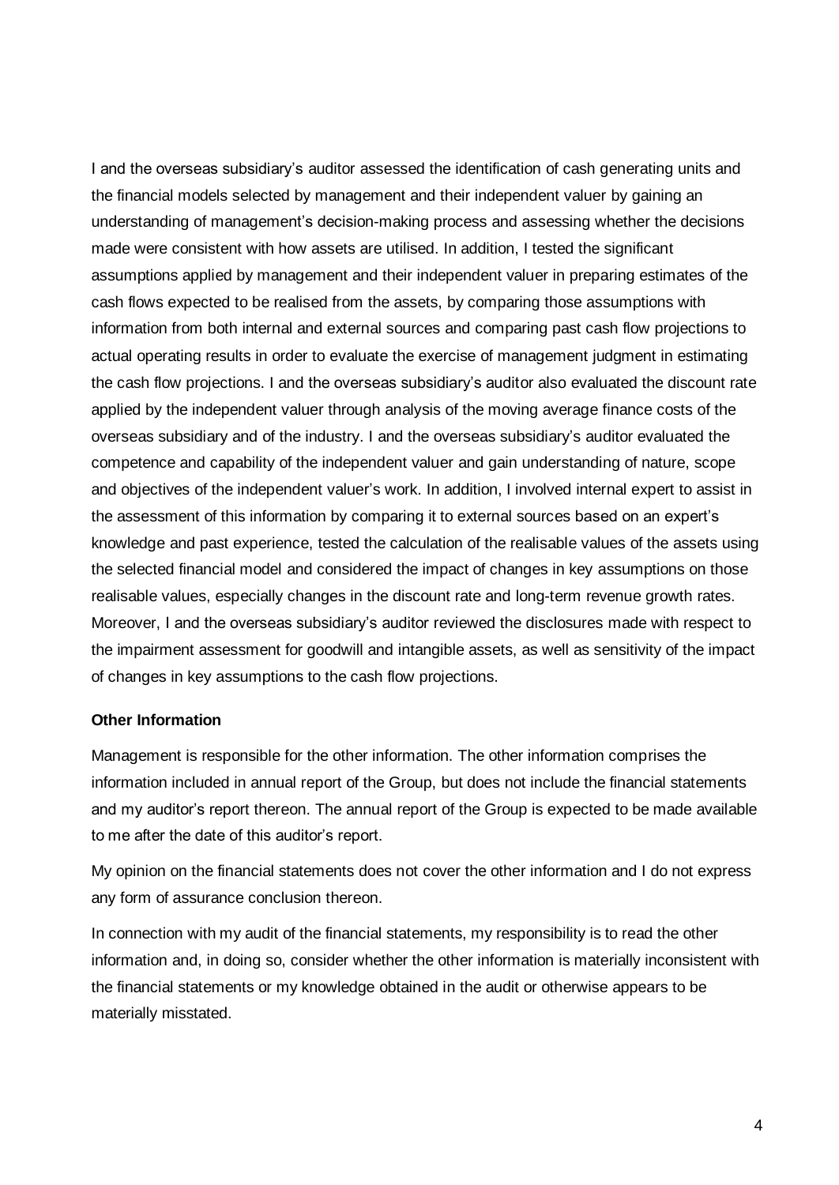I and the overseas subsidiary's auditor assessed the identification of cash generating units and the financial models selected by management and their independent valuer by gaining an understanding of management's decision-making process and assessing whether the decisions made were consistent with how assets are utilised. In addition, I tested the significant assumptions applied by management and their independent valuer in preparing estimates of the cash flows expected to be realised from the assets, by comparing those assumptions with information from both internal and external sources and comparing past cash flow projections to actual operating results in order to evaluate the exercise of management judgment in estimating the cash flow projections. I and the overseas subsidiary's auditor also evaluated the discount rate applied by the independent valuer through analysis of the moving average finance costs of the overseas subsidiary and of the industry. I and the overseas subsidiary's auditor evaluated the competence and capability of the independent valuer and gain understanding of nature, scope and objectives of the independent valuer's work. In addition, I involved internal expert to assist in the assessment of this information by comparing it to external sources based on an expert's knowledge and past experience, tested the calculation of the realisable values of the assets using the selected financial model and considered the impact of changes in key assumptions on those realisable values, especially changes in the discount rate and long-term revenue growth rates. Moreover, I and the overseas subsidiary's auditor reviewed the disclosures made with respect to the impairment assessment for goodwill and intangible assets, as well as sensitivity of the impact of changes in key assumptions to the cash flow projections.

**Other Information**

Management is responsible for the other information. The other information comprises the information included in annual report of the Group, but does not include the financial statements and my auditor's report thereon. The annual report of the Group is expected to be made available to me after the date of this auditor's report.

My opinion on the financial statements does not cover the other information and I do not express any form of assurance conclusion thereon.

In connection with my audit of the financial statements, my responsibility is to read the other information and, in doing so, consider whether the other information is materially inconsistent with the financial statements or my knowledge obtained in the audit or otherwise appears to be materially misstated.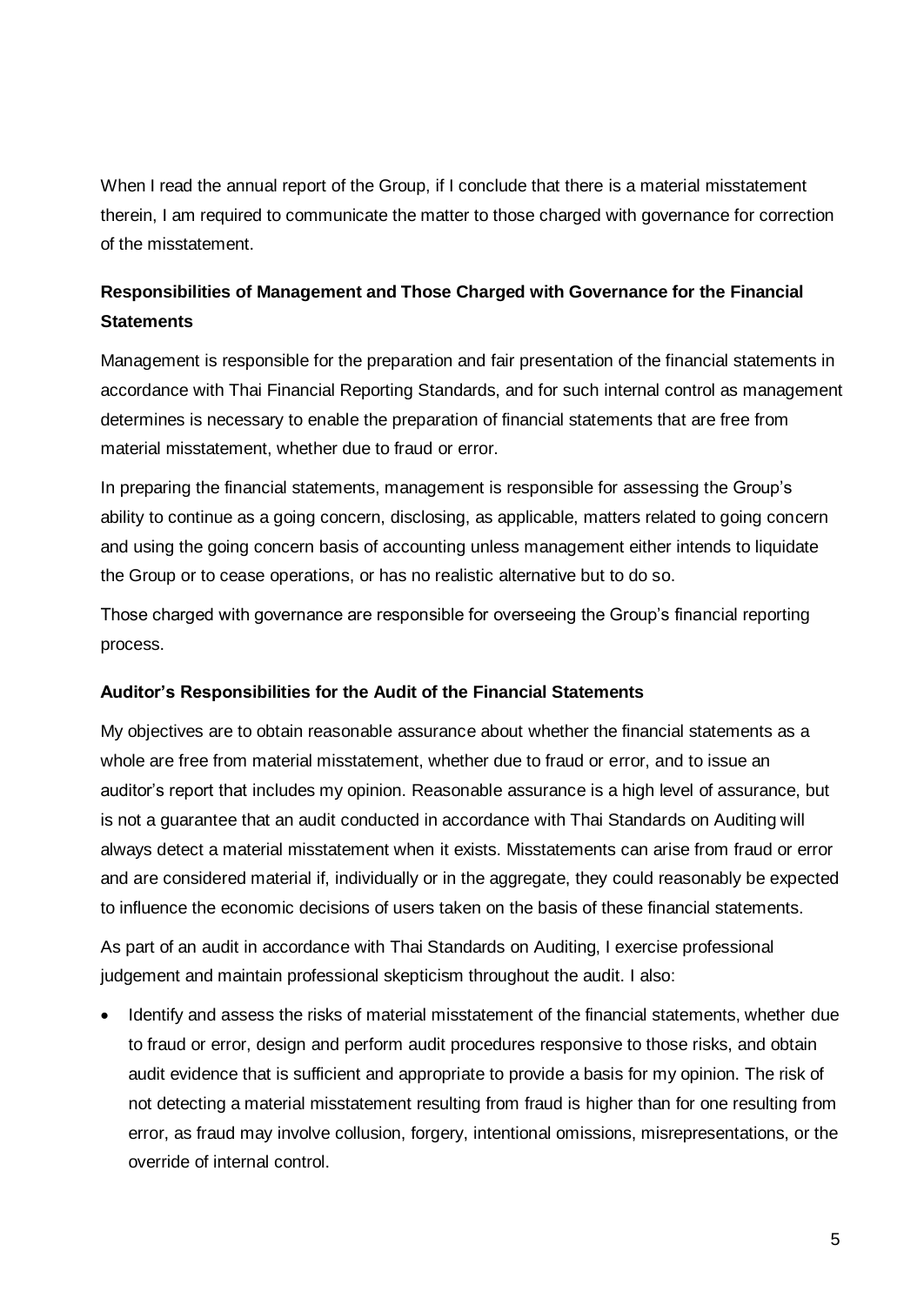When I read the annual report of the Group, if I conclude that there is a material misstatement therein, I am required to communicate the matter to those charged with governance for correction of the misstatement.

## Responsibilities of Management and Those Charged with Governance for the Financial Statements

Management is responsible for the preparation and fair presentation of the financial statements in accordance with Thai Financial Reporting Standards, and for such internal control as management determines is necessary to enable the preparation of financial statements that are free from material misstatement, whether due to fraud or error.

In preparing the financial statements, management is responsible for assessing the Group's ability to continue as a going concern, disclosing, as applicable, matters related to going concern and using the going concern basis of accounting unless management either intends to liquidate the Group or to cease operations, or has no realistic alternative but to do so.

Those charged with governance are responsible for overseeing the Group's financial reporting process.

## Auditor's Responsibilities for the Audit of the Financial Statements

My objectives are to obtain reasonable assurance about whether the financial statements as a whole are free from material misstatement, whether due to fraud or error, and to issue an auditor's report that includes my opinion. Reasonable assurance is a high level of assurance, but is not a guarantee that an audit conducted in accordance with Thai Standards on Auditing will always detect a material misstatement when it exists. Misstatements can arise from fraud or error and are considered material if, individually or in the aggregate, they could reasonably be expected to influence the economic decisions of users taken on the basis of these financial statements.

As part of an audit in accordance with Thai Standards on Auditing, I exercise professional judgement and maintain professional skepticism throughout the audit. I also:

- Identify and assess the risks of material misstatement of the financial statements, whether due to fraud or error, design and perform audit procedures responsive to those risks, and obtain audit evidence that is sufficient and appropriate to provide a basis for my opinion. The risk of not detecting a material misstatement resulting from fraud is higher than for one resulting from error, as fraud may involve collusion, forgery, intentional omissions, misrepresentations, or the override of internal control.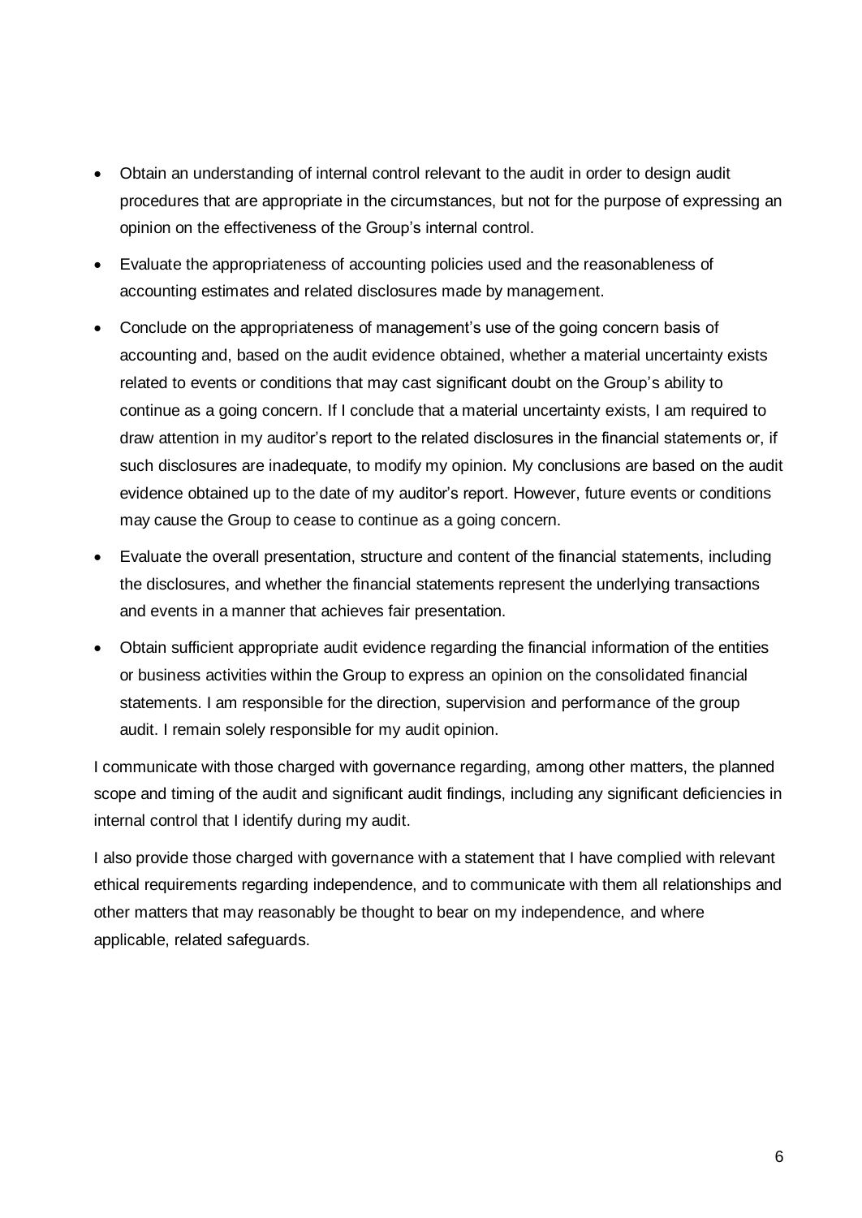- Obtain an understanding of internal control relevant to the audit in order to design audit procedures that are appropriate in the circumstances, but not for the purpose of expressing an opinion on the effectiveness of the Group's internal control.
- Evaluate the appropriateness of accounting policies used and the reasonableness of accounting estimates and related disclosures made by management.
- Conclude on the appropriateness of management's use of the going concern basis of accounting and, based on the audit evidence obtained, whether a material uncertainty exists related to events or conditions that may cast significant doubt on the Group's ability to continue as a going concern. If I conclude that a material uncertainty exists, I am required to draw attention in my auditor's report to the related disclosures in the financial statements or, if such disclosures are inadequate, to modify my opinion. My conclusions are based on the audit evidence obtained up to the date of my auditor's report. However, future events or conditions may cause the Group to cease to continue as a going concern.
- Evaluate the overall presentation, structure and content of the financial statements, including the disclosures, and whether the financial statements represent the underlying transactions and events in a manner that achieves fair presentation.
- Obtain sufficient appropriate audit evidence regarding the financial information of the entities or business activities within the Group to express an opinion on the consolidated financial statements. I am responsible for the direction, supervision and performance of the group audit. I remain solely responsible for my audit opinion.

I communicate with those charged with governance regarding, among other matters, the planned scope and timing of the audit and significant audit findings, including any significant deficiencies in internal control that I identify during my audit.

I also provide those charged with governance with a statement that I have complied with relevant ethical requirements regarding independence, and to communicate with them all relationships and other matters that may reasonably be thought to bear on my independence, and where applicable, related safeguards.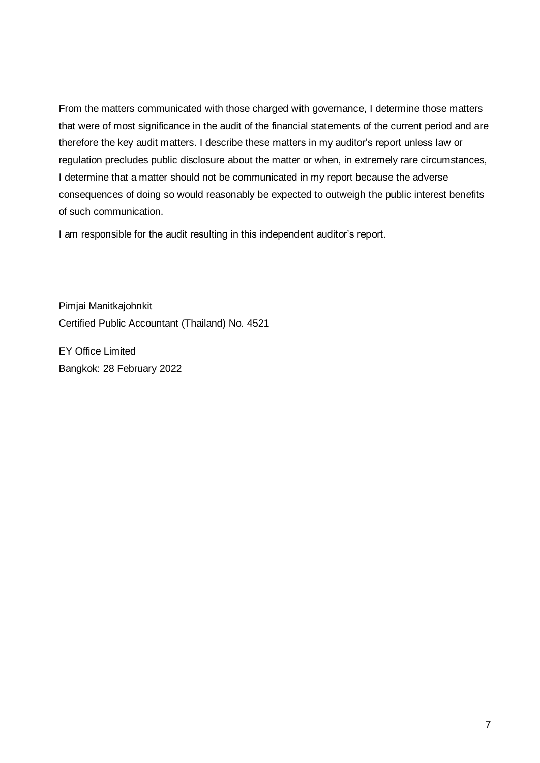From the matters communicated with those charged with governance, I determine those matters that were of most significance in the audit of the financial statements of the current period and are therefore the key audit matters. I describe these matters in my auditor's report unless law or regulation precludes public disclosure about the matter or when, in extremely rare circumstances, I determine that a matter should not be communicated in my report because the adverse consequences of doing so would reasonably be expected to outweigh the public interest benefits of such communication.

I am responsible for the audit resulting in this independent auditor's report.

Pimjai Manitkajohnkit
Certified Public Accountant (Thailand) No. 4521

EY Office Limited
Bangkok: 28 February 2022